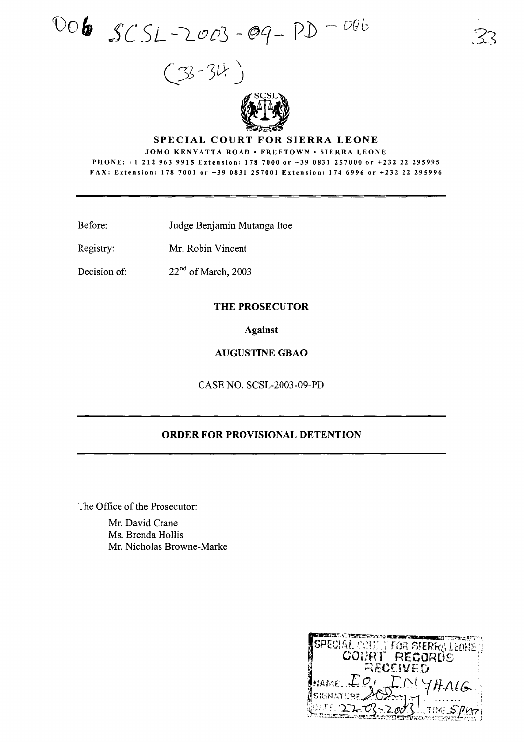SCSL-2003-09-PD - 006

(33-34)

# SPECIAL COURT FOR SIERRA LEONE

JOMO KENYATTA ROAD • FREETOWN • SIERRA LEONE

PHONE: +1 212 963 9915 Extension: 178 7000 or +39 0831 257000 or +232 22 295995

FAX: Extension: 178 7001 or +39 0831 257001 Extension: 174 6996 or +232 22 295996

---

Before: Judge Benjamin Mutanga Itoe

Registry: Mr. Robin Vincent

Decision of: 22nd of March, 2003

**THE PROSECUTOR**

**Against**

**AUGUSTINE GBAO**

CASE NO. SCSL-2003-09-PD

---

## ORDER FOR PROVISIONAL DETENTION

---

The Office of the Prosecutor:

Mr. David Crane
Ms. Brenda Hollis
Mr. Nicholas Browne-Marke

SPECIAL COURT FOR SIERRA LEONE
COURT RECORDS
RECEIVED
NAME: EO, INYHAIG
SIGNATURE:
DATE: 22-03-2003 TIME: 5pm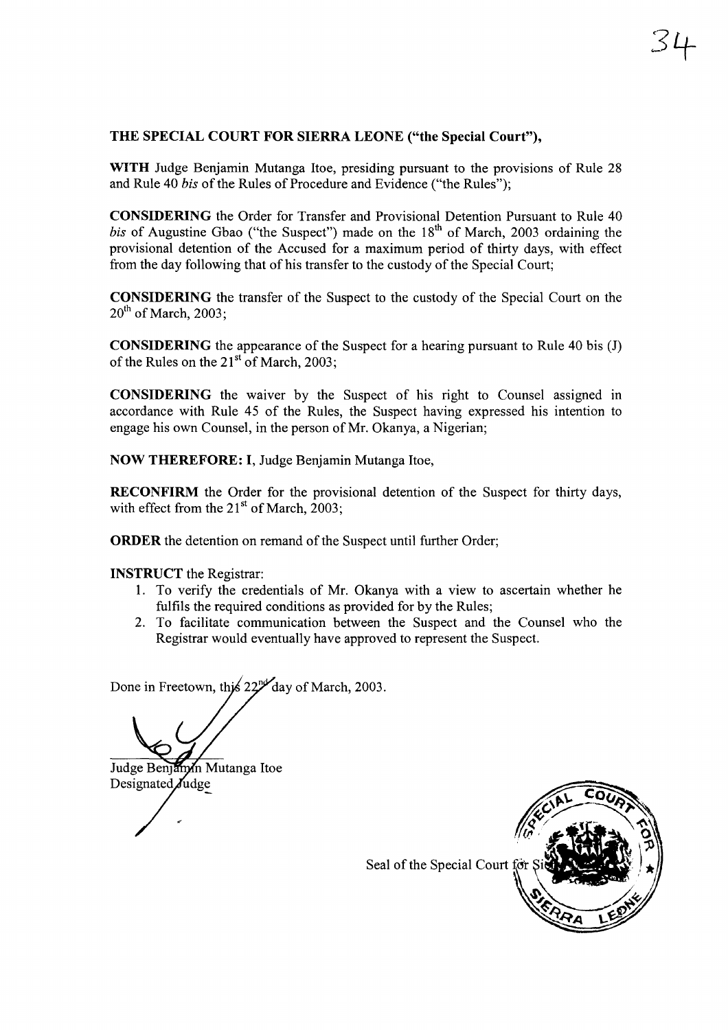**THE SPECIAL COURT FOR SIERRA LEONE ("the Special Court"),**

**WITH** Judge Benjamin Mutanga Itoe, presiding pursuant to the provisions of Rule 28 and Rule 40 *bis* of the Rules of Procedure and Evidence ("the Rules");

**CONSIDERING** the Order for Transfer and Provisional Detention Pursuant to Rule 40 *bis* of Augustine Gbao ("the Suspect") made on the 18th of March, 2003 ordaining the provisional detention of the Accused for a maximum period of thirty days, with effect from the day following that of his transfer to the custody of the Special Court;

**CONSIDERING** the transfer of the Suspect to the custody of the Special Court on the 20th of March, 2003;

**CONSIDERING** the appearance of the Suspect for a hearing pursuant to Rule 40 bis (J) of the Rules on the 21st of March, 2003;

**CONSIDERING** the waiver by the Suspect of his right to Counsel assigned in accordance with Rule 45 of the Rules, the Suspect having expressed his intention to engage his own Counsel, in the person of Mr. Okanya, a Nigerian;

**NOW THEREFORE: I**, Judge Benjamin Mutanga Itoe,

**RECONFIRM** the Order for the provisional detention of the Suspect for thirty days, with effect from the 21st of March, 2003;

**ORDER** the detention on remand of the Suspect until further Order;

**INSTRUCT** the Registrar:

1. To verify the credentials of Mr. Okanya with a view to ascertain whether he fulfils the required conditions as provided for by the Rules;
2. To facilitate communication between the Suspect and the Counsel who the Registrar would eventually have approved to represent the Suspect.

Done in Freetown, this 22nd day of March, 2003.

Judge Benjamin Mutanga Itoe
Designated Judge

Seal of the Special Court for Sierra Leone